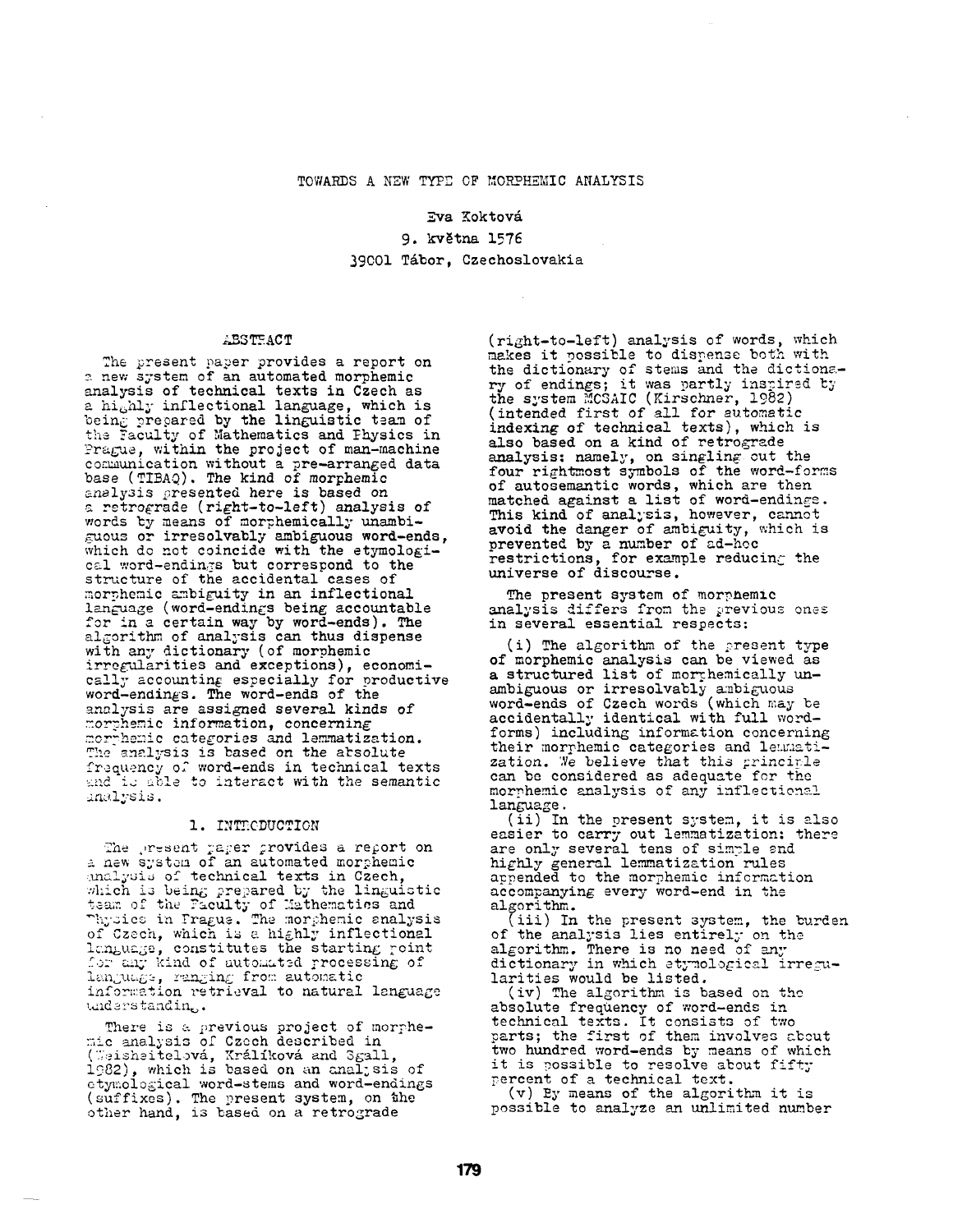# TOWARDS A NEW TYPE OF MORPHEMIC ANALYSIS

Eva Koktová
9. května 1576
39001 Tábor, Czechoslovakia

## ABSTRACT

The present paper provides a report on a new system of an automated morphemic analysis of technical texts in Czech as a highly inflectional language, which is being prepared by the linguistic team of the Faculty of Mathematics and Physics in Prague, within the project of man-machine communication without a pre-arranged data base (TIBAQ). The kind of morphemic analysis presented here is based on a retrograde (right-to-left) analysis of words by means of morphemically unambiguous or irresolvably ambiguous word-ends, which do not coincide with the etymological word-endings but correspond to the structure of the accidental cases of morphemic ambiguity in an inflectional language (word-endings being accountable for in a certain way by word-ends). The algorithm of analysis can thus dispense with any dictionary (of morphemic irregularities and exceptions), economically accounting especially for productive word-endings. The word-ends of the analysis are assigned several kinds of morphemic information, concerning morphemic categories and lemmatization. The analysis is based on the absolute frequency of word-ends in technical texts and is able to interact with the semantic analysis.

## 1. INTRODUCTION

The present paper provides a report on a new system of an automated morphemic analysis of technical texts in Czech, which is being prepared by the linguistic team of the Faculty of Mathematics and Physics in Prague. The morphemic analysis of Czech, which is a highly inflectional language, constitutes the starting point for any kind of automated processing of language, ranging from automatic information retrieval to natural language understanding.

There is a previous project of morphemic analysis of Czech described in (Weisheitelová, Králíková and Sgall, 1982), which is based on an analysis of etymological word-stems and word-endings (suffixes). The present system, on the other hand, is based on a retrograde (right-to-left) analysis of words, which makes it possible to dispense both with the dictionary of stems and the dictionary of endings; it was partly inspired by the system MOSAIC (Kirschner, 1982) (intended first of all for automatic indexing of technical texts), which is also based on a kind of retrograde analysis: namely, on singling out the four rightmost symbols of the word-forms of autosemantic words, which are then matched against a list of word-endings. This kind of analysis, however, cannot avoid the danger of ambiguity, which is prevented by a number of ad-hoc restrictions, for example reducing the universe of discourse.

The present system of morphemic analysis differs from the previous ones in several essential respects:

(i) The algorithm of the present type of morphemic analysis can be viewed as a structured list of morphemically unambiguous or irresolvably ambiguous word-ends of Czech words (which may be accidentally identical with full word-forms) including information concerning their morphemic categories and lemmatization. We believe that this principle can be considered as adequate for the morphemic analysis of any inflectional language.

(ii) In the present system, it is also easier to carry out lemmatization: there are only several tens of simple and highly general lemmatization rules appended to the morphemic information accompanying every word-end in the algorithm.

(iii) In the present system, the burden of the analysis lies entirely on the algorithm. There is no need of any dictionary in which etymological irregularities would be listed.

(iv) The algorithm is based on the absolute frequency of word-ends in technical texts. It consists of two parts; the first of them involves about two hundred word-ends by means of which it is possible to resolve about fifty percent of a technical text.

(v) By means of the algorithm it is possible to analyze an unlimited number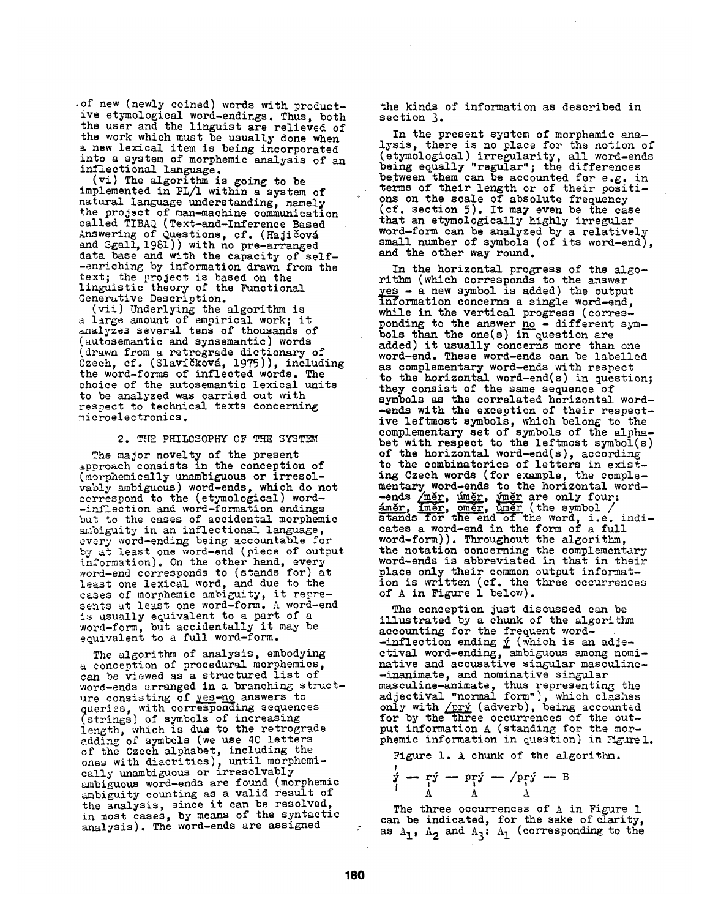of new (newly coined) words with productive etymological word-endings. Thus, both the user and the linguist are relieved of the work which must be usually done when a new lexical item is being incorporated into a system of morphemic analysis of an inflectional language.

(vi) The algorithm is going to be implemented in PL/1 within a system of natural language understanding, namely the project of man-machine communication called TIBAQ (Text-and-Inference Based Answering of Questions, cf. (Hajičová and Sgall, 1981)) with no pre-arranged data base and with the capacity of self-enriching by information drawn from the text; the project is based on the linguistic theory of the Functional Generative Description.

(vii) Underlying the algorithm is a large amount of empirical work; it analyzes several tens of thousands of (autosemantic and synsemantic) words (drawn from a retrograde dictionary of Czech, cf. (Slavíčková, 1975)), including the word-forms of inflected words. The choice of the autosemantic lexical units to be analyzed was carried out with respect to technical texts concerning microelectronics.

## 2. THE PHILOSOPHY OF THE SYSTEM

The major novelty of the present approach consists in the conception of (morphemically unambiguous or irresolvably ambiguous) word-ends, which do not correspond to the (etymological) word-inflection and word-formation endings but to the cases of accidental morphemic ambiguity in an inflectional language, every word-ending being accountable for by at least one word-end (piece of output information). On the other hand, every word-end corresponds to (stands for) at least one lexical word, and due to the cases of morphemic ambiguity, it represents at least one word-form. A word-end is usually equivalent to a part of a word-form, but accidentally it may be equivalent to a full word-form.

The algorithm of analysis, embodying a conception of procedural morphemics, can be viewed as a structured list of word-ends arranged in a branching structure consisting of yes-no answers to queries, with corresponding sequences (strings) of symbols of increasing length, which is due to the retrograde adding of symbols (we use 40 letters of the Czech alphabet, including the ones with diacritics), until morphemically unambiguous or irresolvably ambiguous word-ends are found (morphemic ambiguity counting as a valid result of the analysis, since it can be resolved, in most cases, by means of the syntactic analysis). The word-ends are assigned the kinds of information as described in section 3.

In the present system of morphemic analysis, there is no place for the notion of (etymological) irregularity, all word-ends being equally "regular"; the differences between them can be accounted for e.g. in terms of their length or of their positions on the scale of absolute frequency (cf. section 5). It may even be the case that an etymologically highly irregular word-form can be analyzed by a relatively small number of symbols (of its word-end), and the other way round.

In the horizontal progress of the algorithm (which corresponds to the answer yes - a new symbol is added) the output information concerns a single word-end, while in the vertical progress (corresponding to the answer no - different symbols than the one(s) in question are added) it usually concerns more than one word-end. These word-ends can be labelled as complementary word-ends with respect to the horizontal word-end(s) in question; they consist of the same sequence of symbols as the correlated horizontal word-ends with the exception of their respective leftmost symbols, which belong to the complementary set of symbols of the alphabet with respect to the leftmost symbol(s) of the horizontal word-end(s), according to the combinatorics of letters in existing Czech words (for example, the complementary word-ends to the horizontal word-ends /měr, úměr, ýměr are only four: áměr, íměr, oměr, ůměr (the symbol / stands for the end of the word, i.e. indicates a word-end in the form of a full word-form)). Throughout the algorithm, the notation concerning the complementary word-ends is abbreviated in that in their place only their common output information is written (cf. the three occurrences of A in Figure 1 below).

The conception just discussed can be illustrated by a chunk of the algorithm accounting for the frequent word-inflection ending ý (which is an adjectival word-ending, ambiguous among nominative and accusative singular masculine-inanimate, and nominative singular masculine-animate, thus representing the adjectival "normal form"), which clashes only with /prý (adverb), being accounted for by the three occurrences of the output information A (standing for the morphemic information in question) in Figure 1.

Figure 1. A chunk of the algorithm.

```
ý — rý — prý — /prý — B
|    |     |      |
     A     A      A
```

The three occurrences of A in Figure 1 can be indicated, for the sake of clarity, as $A_1$, $A_2$ and $A_3$: $A_1$ (corresponding to the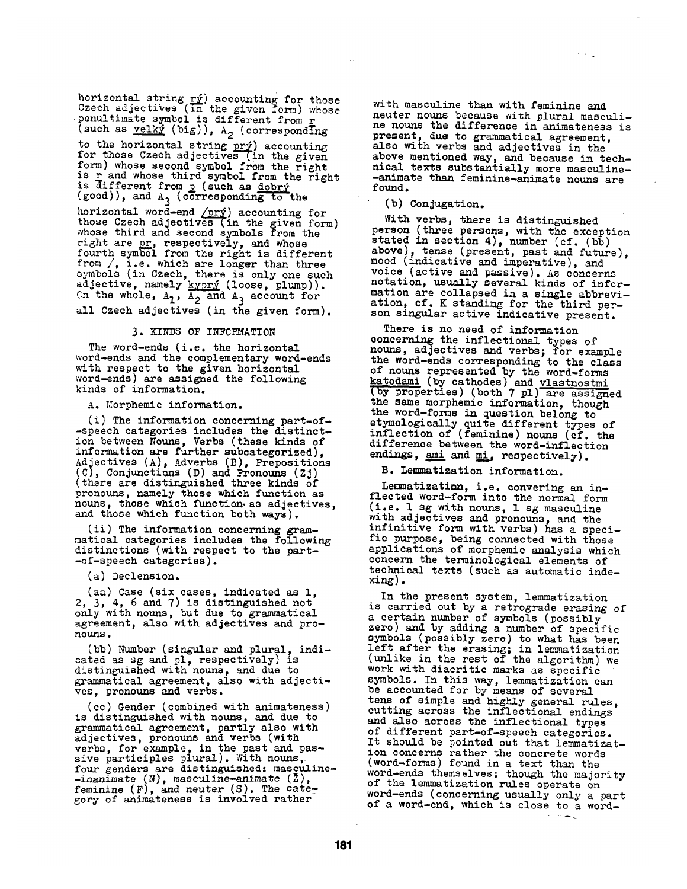horizontal string <u>rý</u>) accounting for those Czech adjectives (in the given form) whose penultimate symbol is different from <u>r</u> (such as <u>velký</u> (big)), $A_2$ (corresponding to the horizontal string <u>prý</u>) accounting for those Czech adjectives (in the given form) whose second symbol from the right is <u>r</u> and whose third symbol from the right is different from <u>p</u> (such as <u>dobrý</u> (good)), and $A_3$ (corresponding to the horizontal word-end <u>/prý</u>) accounting for those Czech adjectives (in the given form) whose third and second symbols from the right are <u>pr</u>, respectively, and whose fourth symbol from the right is different from /, i.e. which are longer than three symbols (in Czech, there is only one such adjective, namely <u>kyprý</u> (loose, plump)). On the whole, $A_1$, $A_2$ and $A_3$ account for all Czech adjectives (in the given form).

## 3. KINDS OF INFORMATION

The word-ends (i.e. the horizontal word-ends and the complementary word-ends with respect to the given horizontal word-ends) are assigned the following kinds of information.

A. Morphemic information.

(i) The information concerning part-of-speech categories includes the distinction between Nouns, Verbs (these kinds of information are further subcategorized), Adjectives (A), Adverbs (B), Prepositions (C), Conjunctions (D) and Pronouns (Zj) (there are distinguished three kinds of pronouns, namely those which function as nouns, those which function as adjectives, and those which function both ways).

(ii) The information concerning grammatical categories includes the following distinctions (with respect to the part-of-speech categories).

(a) Declension.

(aa) Case (six cases, indicated as 1, 2, 3, 4, 6 and 7) is distinguished not only with nouns, but due to grammatical agreement, also with adjectives and pronouns.

(bb) Number (singular and plural, indicated as sg and pl, respectively) is distinguished with nouns, and due to grammatical agreement, also with adjectives, pronouns and verbs.

(cc) Gender (combined with animateness) is distinguished with nouns, and due to grammatical agreement, partly also with adjectives, pronouns and verbs (with verbs, for example, in the past and passive participles plural). With nouns, four genders are distinguished: masculine-inanimate (N), masculine-animate (Ž), feminine (F), and neuter (S). The category of animateness is involved rather with masculine than with feminine and neuter nouns because with plural masculine nouns the difference in animateness is present, due to grammatical agreement, also with verbs and adjectives in the above mentioned way, and because in technical texts substantially more masculine-animate than feminine-animate nouns are found.

(b) Conjugation.

With verbs, there is distinguished person (three persons, with the exception stated in section 4), number (cf. (bb) above), tense (present, past and future), mood (indicative and imperative), and voice (active and passive). As concerns notation, usually several kinds of information are collapsed in a single abbreviation, cf. K standing for the third person singular active indicative present.

There is no need of information concerning the inflectional types of nouns, adjectives and verbs; for example the word-ends corresponding to the class of nouns represented by the word-forms <u>katodami</u> (by cathodes) and <u>vlastnostmi</u> (by properties) (both 7 pl) are assigned the same morphemic information, though the word-forms in question belong to etymologically quite different types of inflection of (feminine) nouns (cf. the difference between the word-inflection endings, <u>ami</u> and <u>mi</u>, respectively).

B. Lemmatization information.

Lemmatization, i.e. convering an inflected word-form into the normal form (i.e. 1 sg with nouns, 1 sg masculine with adjectives and pronouns, and the infinitive form with verbs) has a specific purpose, being connected with those applications of morphemic analysis which concern the terminological elements of technical texts (such as automatic indexing).

In the present system, lemmatization is carried out by a retrograde erasing of a certain number of symbols (possibly zero) and by adding a number of specific symbols (possibly zero) to what has been left after the erasing; in lemmatization (unlike in the rest of the algorithm) we work with diacritic marks as specific symbols. In this way, lemmatization can be accounted for by means of several tens of simple and highly general rules, cutting across the inflectional endings and also across the inflectional types of different part-of-speech categories. It should be pointed out that lemmatization concerns rather the concrete words (word-forms) found in a text than the word-ends themselves: though the majority of the lemmatization rules operate on word-ends (concerning usually only a part of a word-end, which is close to a word-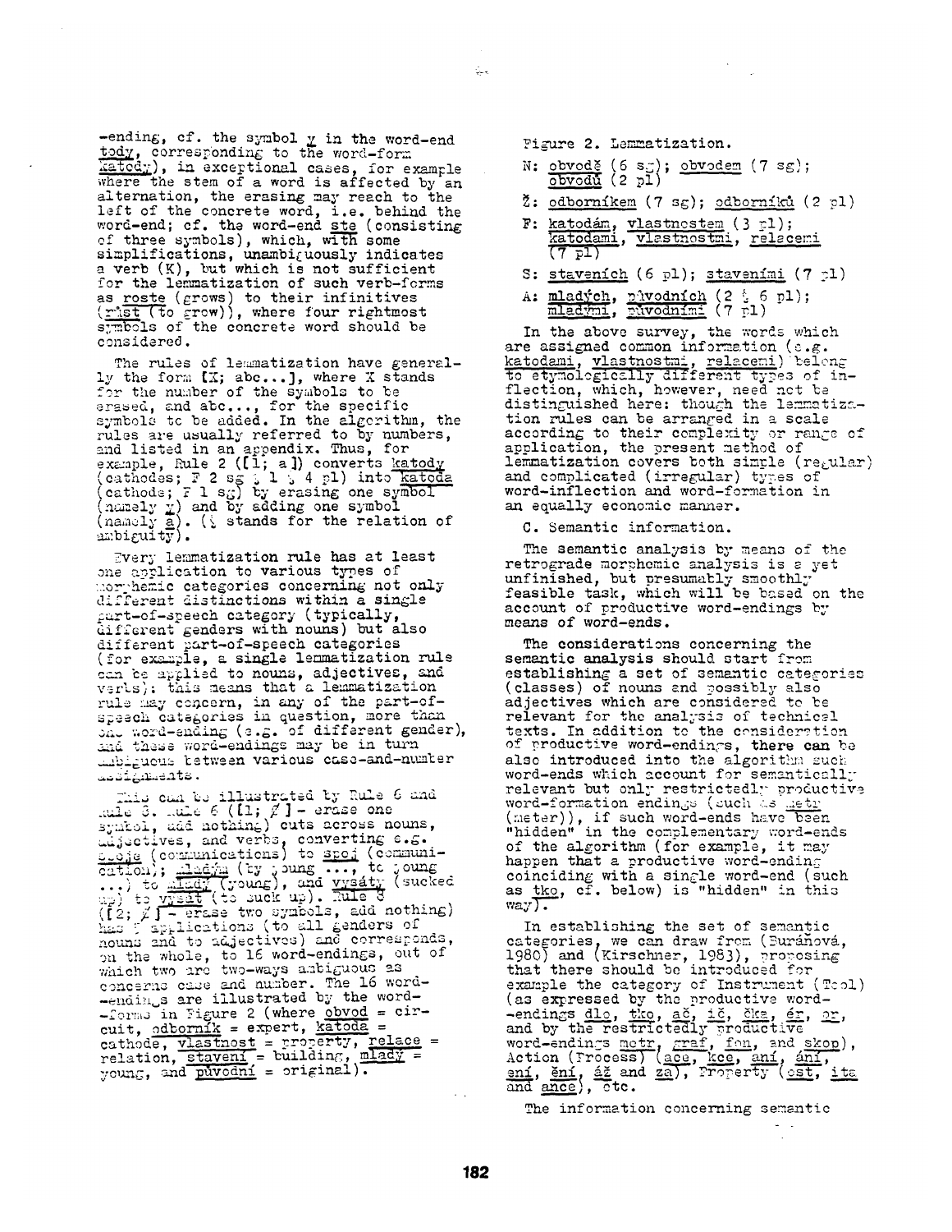-ending, cf. the symbol y in the word-end tody, corresponding to the word-form katody), in exceptional cases, for example where the stem of a word is affected by an alternation, the erasing may reach to the left of the concrete word, i.e. behind the word-end; cf. the word-end ste (consisting of three symbols), which, with some simplifications, unambiguously indicates a verb (K), but which is not sufficient for the lemmatization of such verb-forms as roste (grows) to their infinitives (růst (to grow)), where four rightmost symbols of the concrete word should be considered.

The rules of lemmatization have generally the form [X; abc...], where X stands for the number of the symbols to be erased, and abc..., for the specific symbols to be added. In the algorithm, the rules are usually referred to by numbers, and listed in an appendix. Thus, for example, Rule 2 ([1; a]) converts katody (cathodes; F 2 sg ⁝ 1 ⁝ 4 pl) into katoda (cathode; F 1 sg) by erasing one symbol (namely y) and by adding one symbol (namely a). (⁝ stands for the relation of ambiguity).

Every lemmatization rule has at least one application to various types of morphemic categories concerning not only different distinctions within a single part-of-speech category (typically, different genders with nouns) but also different part-of-speech categories (for example, a single lemmatization rule can be applied to nouns, adjectives, and verbs); this means that a lemmatization rule may concern, in any of the part-of-speech categories in question, more than one word-ending (e.g. of different gender), and these word-endings may be in turn ambiguous between various case-and-number assignments.

This can be illustrated by Rule 6 and Rule 8. Rule 6 ([1; ∅] - erase one symbol, add nothing) cuts across nouns, adjectives, and verbs, converting e.g. spoje (communications) to spoj (communication); mladým (by young ..., to young ...) to mladý (young), and vysáty (sucked up) to vysát (to suck up). Rule 8 ([2; ∅] - erase two symbols, add nothing) has 5 applications (to all genders of nouns and to adjectives) and corresponds, on the whole, to 16 word-endings, out of which two are two-ways ambiguous as concerns case and number. The 16 word-endings are illustrated by the word-forms in Figure 2 (where obvod = circuit, odborník = expert, katoda = cathode, vlastnost = property, relace = relation, stavení = building, mladý = young, and původní = original).

Figure 2. Lemmatization.

N: obvodě (6 sg); obvodem (7 sg); obvodů (2 pl)

Ž: odborníkem (7 sg); odborníků (2 pl)

F: katodám, vlastnostem (3 pl); katodami, vlastnostmi, relacemi (7 pl)

S: staveních (6 pl); staveními (7 pl)

A: mladých, původních (2 ⁝ 6 pl); mladými, původními (7 pl)

In the above survey, the words which are assigned common information (e.g. katodami, vlastnostmi, relacemi) belong to etymologically different types of inflection, which, however, need not be distinguished here: though the lemmatization rules can be arranged in a scale according to their complexity or range of application, the present method of lemmatization covers both simple (regular) and complicated (irregular) types of word-inflection and word-formation in an equally economic manner.

C. Semantic information.

The semantic analysis by means of the retrograde morphemic analysis is a yet unfinished, but presumably smoothly feasible task, which will be based on the account of productive word-endings by means of word-ends.

The considerations concerning the semantic analysis should start from establishing a set of semantic categories (classes) of nouns and possibly also adjectives which are considered to be relevant for the analysis of technical texts. In addition to the consideration of productive word-endings, there can be also introduced into the algorithm such word-ends which account for semantically relevant but only restrictedly productive word-formation endings (such as metr (meter)), if such word-ends have been "hidden" in the complementary word-ends of the algorithm (for example, it may happen that a productive word-ending coinciding with a single word-end (such as tko, cf. below) is "hidden" in this way).

In establishing the set of semantic categories, we can draw from (Buráňová, 1980) and (Kirschner, 1983), proposing that there should be introduced for example the category of Instrument (Tool) (as expressed by the productive word-endings dlo, tko, ač, ič, čka, ér, or, and by the restrictedly productive word-endings metr, graf, fon, and skop), Action (Process) (ace, kce, aní, ání, ení, ění, áž and za), Property (ost, ita and ance), etc.

The information concerning semantic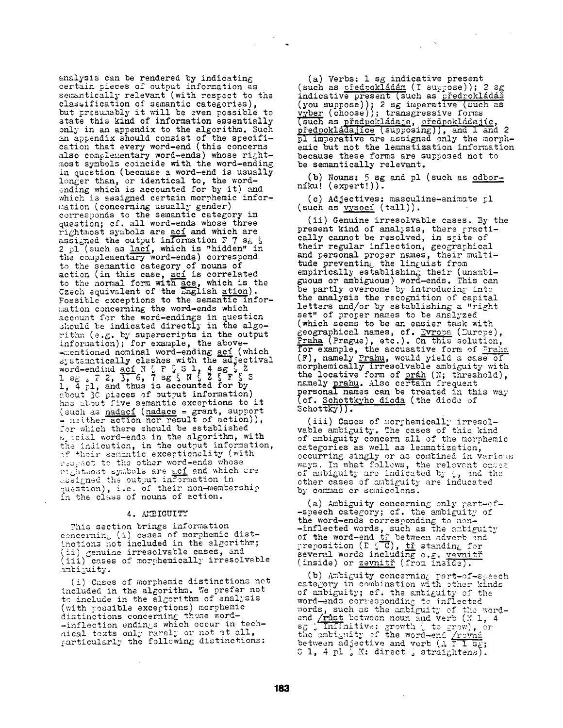analysis can be rendered by indicating certain pieces of output information as semantically relevant (with respect to the classification of semantic categories), but presumably it will be even possible to state this kind of information essentially only in an appendix to the algorithm. Such an appendix should consist of the specification that every word-end (this concerns also complementary word-ends) whose rightmost symbols coincide with the word-ending in question (because a word-end is usually longer than, or identical to, the word-ending which is accounted for by it) and which is assigned certain morphemic information (concerning usually gender) corresponds to the semantic category in question; cf. all word-ends whose three rightmost symbols are aci and which are assigned the output information F 7 sg § 2 pl (such as laci, which is "hidden" in the complementary word-ends) correspond to the semantic category of nouns of action (in this case, aci is correlated to the normal form with ace, which is the Czech equivalent of the English ation). Possible exceptions to the semantic information concerning the word-ends which account for the word-endings in question should be indicated directly in the algorithm (e.g. by superscripts in the output information); for example, the above-mentioned nominal word-ending aci (which systematically clashes with the adjectival word-ending aci N § F § S 1, 4 sg § Z 1 sg § F 2, 3, 6, 7 sg § N § Z § F § S 1, 4 pl, and thus is accounted for by about 30 pieces of output information) has about five semantic exceptions to it (such as nadaci (nadace = grant, support - neither action nor result of action)), for which there should be established special word-ends in the algorithm, with the indication, in the output information, of their semantic exceptionality (with respect to the other word-ends whose rightmost symbols are aci and which are assigned the output information in question), i.e. of their non-membership in the class of nouns of action.

## 4. AMBIGUITY

This section brings information concerning (i) cases of morphemic distinctions not included in the algorithm; (ii) genuine irresolvable cases, and (iii) cases of morphemically irresolvable ambiguity.

(i) Cases of morphemic distinctions not included in the algorithm. We prefer not to include in the algorithm of analysis (with possible exceptions) morphemic distinctions concerning those word-inflection endings which occur in technical texts only rarely or not at all, particularly the following distinctions:

(a) Verbs: 1 sg indicative present (such as předpokládám (I suppose)); 2 sg indicative present (such as předpokládáš (you suppose)); 2 sg imperative (such as vyber (choose)); transgressive forms (such as předpokládaje, předpokládajíc, předpokládajíce (supposing)), and 1 and 2 pl imperative are assigned only the morphemic but not the lemmatization information because these forms are supposed not to be semantically relevant.

(b) Nouns: 5 sg and pl (such as odborníku! (expert!)).

(c) Adjectives: masculine-animate pl (such as vysocí (tall)).

(ii) Genuine irresolvable cases. By the present kind of analysis, there practically cannot be resolved, in spite of their regular inflection, geographical and personal proper names, their multitude preventing the linguist from empirically establishing their (unambiguous or ambiguous) word-ends. This can be partly overcome by introducing into the analysis the recognition of capital letters and/or by establishing a "right set" of proper names to be analyzed (which seems to be an easier task with geographical names, cf. Evropa (Europe), Praha (Prague), etc.). On this solution, for example, the accusative form of Praha (F), namely Prahu, would yield a case of morphemically irresolvable ambiguity with the locative form of práh (N; threshold), namely prahu. Also certain frequent personal names can be treated in this way (cf. Schottkyho dioda (the diode of Schottky)).

(iii) Cases of morphemically irresolvable ambiguity. The cases of this kind of ambiguity concern all of the morphemic categories as well as lemmatization, occurring singly or as combined in various ways. In what follows, the relevant cases of ambiguity are indicated by §, and the other cases of ambiguity are inducated by commas or semicolons.

(a) Ambiguity concerning only part-of-speech category; cf. the ambiguity of the word-ends corresponding to non-inflected words, such as the ambiguity of the word-end tř between adverb and preposition (D § C), tř standing for several words including e.g. vevnitř (inside) or zevnitř (from inside).

(b) Ambiguity concerning part-of-speech category in combination with other kinds of ambiguity; cf. the ambiguity of the word-ends corresponding to inflected words, such as the ambiguity of the word-end /růst between noun and verb (N 1, 4 sg § Infinitive: growth § to grow), or the ambiguity of the word-end /rovná between adjective and verb (A F 1 sg; S 1, 4 pl § K: direct § straightens).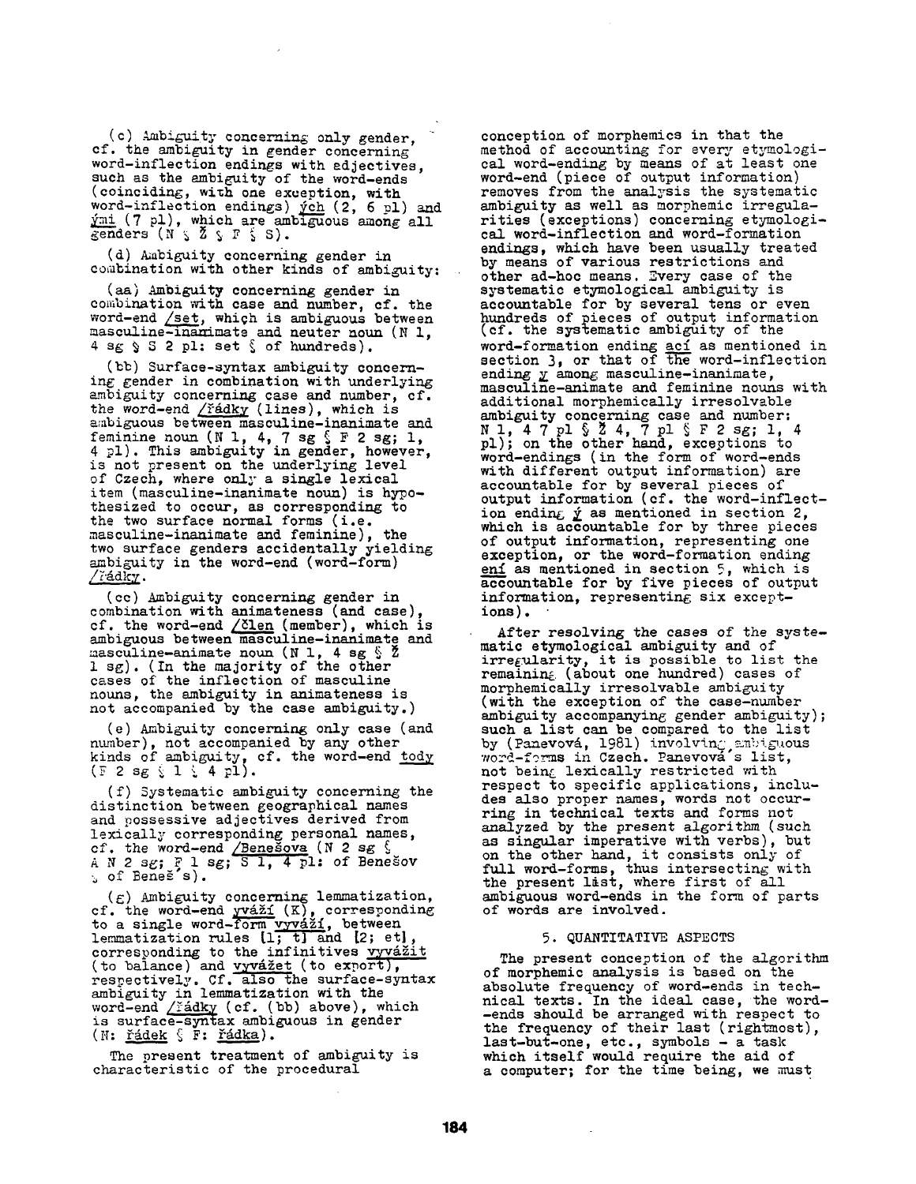(c) Ambiguity concerning only gender, cf. the ambiguity in gender concerning word-inflection endings with adjectives, such as the ambiguity of the word-ends (coinciding, with one exception, with word-inflection endings) ých (2, 6 pl) and ými (7 pl), which are ambiguous among all genders (N § Ž § F § S).

(d) Ambiguity concerning gender in combination with other kinds of ambiguity:

(aa) Ambiguity concerning gender in combination with case and number, cf. the word-end /set, which is ambiguous between masculine-inanimate and neuter noun (N 1, 4 sg § S 2 pl: set § of hundreds).

(bb) Surface-syntax ambiguity concerning gender in combination with underlying ambiguity concerning case and number, cf. the word-end /řádky (lines), which is ambiguous between masculine-inanimate and feminine noun (N 1, 4, 7 sg § F 2 sg; 1, 4 pl). This ambiguity in gender, however, is not present on the underlying level of Czech, where only a single lexical item (masculine-inanimate noun) is hypothesized to occur, as corresponding to the two surface normal forms (i.e. masculine-inanimate and feminine), the two surface genders accidentally yielding ambiguity in the word-end (word-form) /řádky.

(cc) Ambiguity concerning gender in combination with animateness (and case), cf. the word-end /člen (member), which is ambiguous between masculine-inanimate and masculine-animate noun (N 1, 4 sg § Ž 1 sg). (In the majority of the other cases of the inflection of masculine nouns, the ambiguity in animateness is not accompanied by the case ambiguity.)

(e) Ambiguity concerning only case (and number), not accompanied by any other kinds of ambiguity, cf. the word-end tody (F 2 sg § 1 § 4 pl).

(f) Systematic ambiguity concerning the distinction between geographical names and possessive adjectives derived from lexically corresponding personal names, cf. the word-end /Benešova (N 2 sg § A N 2 sg; F 1 sg; S 1, 4 pl: of Benešov § of Beneš's).

(g) Ambiguity concerning lemmatization, cf. the word-end vváží (K), corresponding to a single word-form vyváží, between lemmatization rules [1; t] and [2; et], corresponding to the infinitives vyvážit (to balance) and vyvážet (to export), respectively. Cf. also the surface-syntax ambiguity in lemmatization with the word-end /řádky (cf. (bb) above), which is surface-syntax ambiguous in gender (N: řádek § F: řádka).

The present treatment of ambiguity is characteristic of the procedural conception of morphemics in that the method of accounting for every etymological word-ending by means of at least one word-end (piece of output information) removes from the analysis the systematic ambiguity as well as morphemic irregularities (exceptions) concerning etymological word-inflection and word-formation endings, which have been usually treated by means of various restrictions and other ad-hoc means. Every case of the systematic etymological ambiguity is accountable for by several tens or even hundreds of pieces of output information (cf. the systematic ambiguity of the word-formation ending ací as mentioned in section 3, or that of the word-inflection ending y among masculine-inanimate, masculine-animate and feminine nouns with additional morphemically irresolvable ambiguity concerning case and number: N 1, 4 7 pl § Ž 4, 7 pl § F 2 sg; 1, 4 pl); on the other hand, exceptions to word-endings (in the form of word-ends with different output information) are accountable for by several pieces of output information (cf. the word-inflection ending ý as mentioned in section 2, which is accountable for by three pieces of output information, representing one exception, or the word-formation ending ení as mentioned in section 5, which is accountable for by five pieces of output information, representing six exceptions).

After resolving the cases of the systematic etymological ambiguity and of irregularity, it is possible to list the remaining (about one hundred) cases of morphemically irresolvable ambiguity (with the exception of the case-number ambiguity accompanying gender ambiguity); such a list can be compared to the list by (Panevová, 1981) involving ambiguous word-forms in Czech. Panevová's list, not being lexically restricted with respect to specific applications, includes also proper names, words not occurring in technical texts and forms not analyzed by the present algorithm (such as singular imperative with verbs), but on the other hand, it consists only of full word-forms, thus intersecting with the present list, where first of all ambiguous word-ends in the form of parts of words are involved.

## 5. QUANTITATIVE ASPECTS

The present conception of the algorithm of morphemic analysis is based on the absolute frequency of word-ends in technical texts. In the ideal case, the word-ends should be arranged with respect to the frequency of their last (rightmost), last-but-one, etc., symbols - a task which itself would require the aid of a computer; for the time being, we must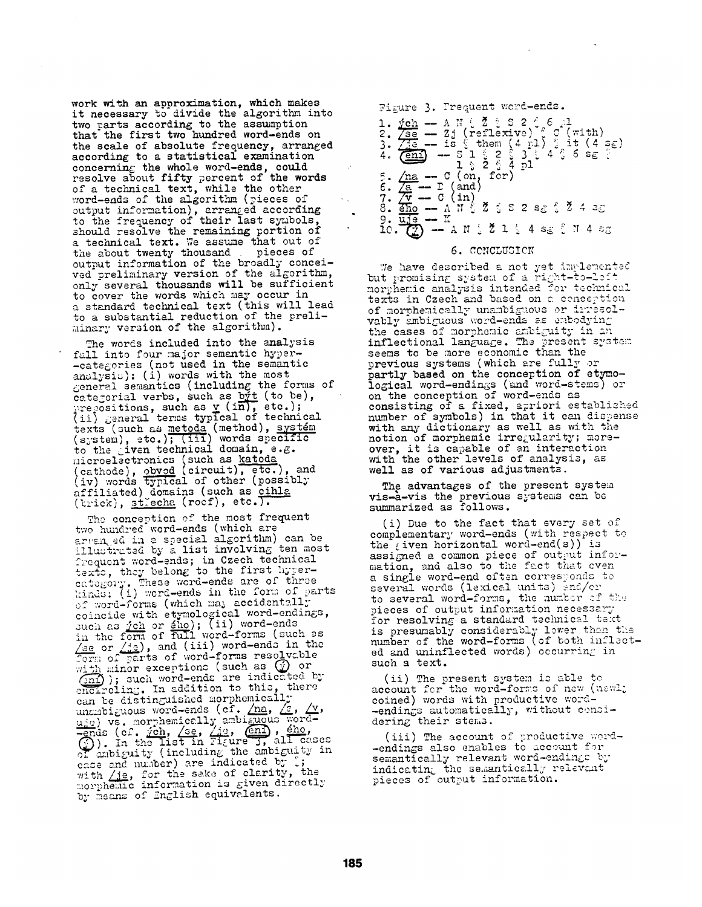work with an approximation, which makes it necessary to divide the algorithm into two parts according to the assumption that the first two hundred word-ends on the scale of absolute frequency, arranged according to a statistical examination concerning the whole word-ends, could resolve about fifty percent of the words of a technical text, while the other word-ends of the algorithm (pieces of output information), arranged according to the frequency of their last symbols, should resolve the remaining portion of a technical text. We assume that out of the about twenty thousand pieces of output information of the broadly conceived preliminary version of the algorithm, only several thousands will be sufficient to cover the words which may occur in a standard technical text (this will lead to a substantial reduction of the preliminary version of the algorithm).

The words included into the analysis fall into four major semantic hyper-categories (not used in the semantic analysis): (i) words with the most general semantics (including the forms of categorial verbs, such as <u>být</u> (to be), prepositions, such as <u>v</u> (in), etc.); (ii) general terms typical of technical texts (such as <u>metoda</u> (method), <u>systém</u> (system), etc.); (iii) words specific to the given technical domain, e.g. microelectronics (such as <u>katoda</u> (cathode), <u>obvod</u> (circuit), etc.), and (iv) words typical of other (possibly affiliated) domains (such as <u>cihla</u> (brick), <u>střecha</u> (roof), etc.).

The conception of the most frequent two hundred word-ends (which are arranged in a special algorithm) can be illustrated by a list involving ten most frequent word-ends; in Czech technical texts, they belong to the first hyper-category. These word-ends are of three kinds: (i) word-ends in the form of parts of word-forms (which may accidentally coincide with etymological word-endings, such as <u>ých</u> or <u>ého</u>); (ii) word-ends in the form of full word-forms (such as <u>/se</u> or <u>/je</u>), and (iii) word-ends in the form of parts of word-forms resolvable with minor exceptions (such as (ý) or (ení)); such word-ends are indicated by encircling. In addition to this, there can be distinguished morphemically unambiguous word-ends (cf. <u>/na</u>, <u>/a</u>, <u>/v</u>, <u>uje</u>) vs. morphemically ambiguous word-ends (cf. <u>ých</u>, <u>/se</u>, <u>/je</u>, (ení), <u>ého</u>, (ý)). In the list in Figure 3, all cases of ambiguity (including the ambiguity in case and number) are indicated by ⁏; with <u>/je</u>, for the sake of clarity, the morphemic information is given directly by means of English equivalents.

Figure 3. Frequent word-ends.

1. <u>ých</u> — A N ⁏ Ž ⁏ S 2 ⁏ 6 pl
2. <u>/se</u> — Zj (reflexive) ⁏ C (with)
3. <u>/je</u> — is ⁏ them (4 pl) ⁏ it (4 sg)
4. (ení) — S 1 ⁏ 2 ⁏ 3 ⁏ 4 ⁏ 6 sg ⁏ 1 ⁏ 2 ⁏ 4 pl
5. <u>/na</u> — C (on, for)
6. <u>/a</u> — D (and)
7. <u>/v</u> — C (in)
8. <u>ého</u> — A N ⁏ Ž ⁏ S 2 sg ⁏ Ž 4 sg
9. <u>uje</u> — K
10. (ý) — A N ⁏ Ž 1 ⁏ 4 sg ⁏ N 4 sg

## 6. CONCLUSION

We have described a not yet implemented but promising system of a right-to-left morphemic analysis intended for technical texts in Czech and based on a conception of morphemically unambiguous or irresolvably ambiguous word-ends as embodying the cases of morphemic ambiguity in an inflectional language. The present system seems to be more economic than the previous systems (which are fully or partly based on the conception of etymological word-endings (and word-stems) or on the conception of word-ends as consisting of a fixed, apriori established number of symbols) in that it can dispense with any dictionary as well as with the notion of morphemic irregularity; moreover, it is capable of an interaction with the other levels of analysis, as well as of various adjustments.

The advantages of the present system vis-à-vis the previous systems can be summarized as follows.

(i) Due to the fact that every set of complementary word-ends (with respect to the given horizontal word-end(s)) is assigned a common piece of output information, and also to the fact that even a single word-end often corresponds to several words (lexical units) and/or to several word-forms, the number of the pieces of output information necessary for resolving a standard technical text is presumably considerably lower than the number of the word-forms (of both inflected and uninflected words) occurring in such a text.

(ii) The present system is able to account for the word-forms of new (newly coined) words with productive word-endings automatically, without considering their stems.

(iii) The account of productive word-endings also enables to account for semantically relevant word-endings by indicating the semantically relevant pieces of output information.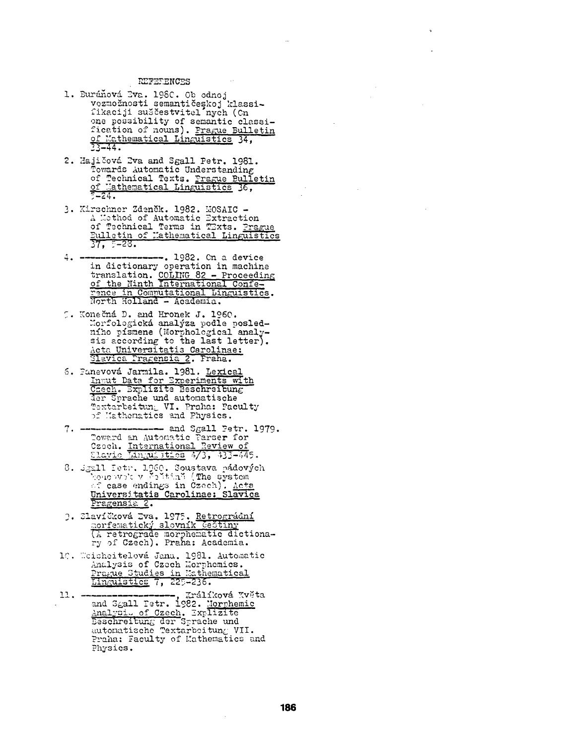## REFERENCES

1. Buráňová Eva. 1980. Ob odnoj vozmožnosti semantičeskoj klassifikaciji suščestvitel'nych (On one possibility of semantic classification of nouns). Prague Bulletin of Mathematical Linguistics 34, 33-44.

2. Hajičová Eva and Sgall Petr. 1981. Towards Automatic Understanding of Technical Texts. Prague Bulletin of Mathematical Linguistics 36, 5-24.

3. Kirschner Zdeněk. 1982. MOSAIC - A Method of Automatic Extraction of Technical Terms in TExts. Prague Bulletin of Mathematical Linguistics 37, 5-28.

4. ----------------. 1982. On a device in dictionary operation in machine translation. COLING 82 - Proceeding of the Ninth International Conference in Computational Linguistics. North Holland - Academia.

5. Konečná D. and Hronek J. 1960. Morfologická analýza podle posledního písmene (Morphological analysis according to the last letter). Acta Universitatis Carolinae: Slavica Pragensia 2. Praha.

6. Panevová Jarmila. 1981. Lexical Input Data for Experiments with Czech. Explizite Beschreibung der Sprache und automatische Textarbeitung VI. Praha: Faculty of Mathematics and Physics.

7. ---------------- and Sgall Petr. 1979. Toward an Automatic Parser for Czech. International Review of Slavic Linguistics 4/3, 433-445.

8. Sgall Petr. 1960. Soustava pádových koncovek v češtině (The system of case endings in Czech). Acta Universitatis Carolinae: Slavica Pragensia 2.

9. Slavíčková Eva. 1975. Retrográdní morfematický slovník češtiny (A retrograde morphematic dictionary of Czech). Praha: Academia.

10. Weisheitelová Jana. 1981. Automatic Analysis of Czech Morphemics. Prague Studies in Mathematical Linguistics 7, 225-236.

11. ------------------, Králíková Květa and Sgall Petr. 1982. Morphemic Analysis of Czech. Explizite Beschreibung der Sprache und automatische Textarbeitung VII. Praha: Faculty of Mathematics and Physics.